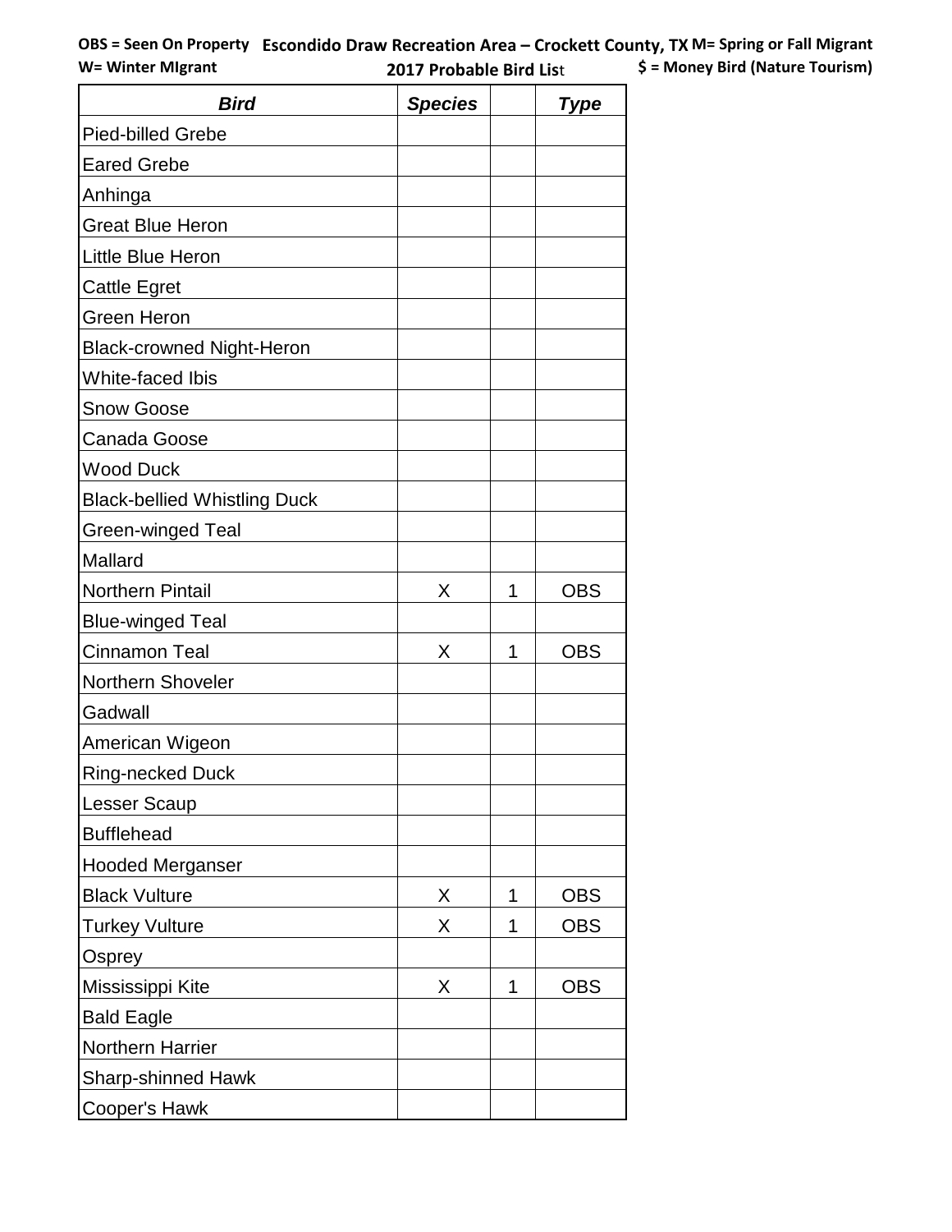**OBS = Seen On Property** **Escondido Draw Recreation Area – Crockett County, TX** **M= Spring or Fall Migrant**

**W= Winter MIgrant** **2017 Probable Bird List** **$ = Money Bird (Nature Tourism)**

| ***Bird*** | ***Species*** | | ***Type*** |
|---|---|---|---|
| Pied-billed Grebe | | | |
| Eared Grebe | | | |
| Anhinga | | | |
| Great Blue Heron | | | |
| Little Blue Heron | | | |
| Cattle Egret | | | |
| Green Heron | | | |
| Black-crowned Night-Heron | | | |
| White-faced Ibis | | | |
| Snow Goose | | | |
| Canada Goose | | | |
| Wood Duck | | | |
| Black-bellied Whistling Duck | | | |
| Green-winged Teal | | | |
| Mallard | | | |
| Northern Pintail | X | 1 | OBS |
| Blue-winged Teal | | | |
| Cinnamon Teal | X | 1 | OBS |
| Northern Shoveler | | | |
| Gadwall | | | |
| American Wigeon | | | |
| Ring-necked Duck | | | |
| Lesser Scaup | | | |
| Bufflehead | | | |
| Hooded Merganser | | | |
| Black Vulture | X | 1 | OBS |
| Turkey Vulture | X | 1 | OBS |
| Osprey | | | |
| Mississippi Kite | X | 1 | OBS |
| Bald Eagle | | | |
| Northern Harrier | | | |
| Sharp-shinned Hawk | | | |
| Cooper's Hawk | | | |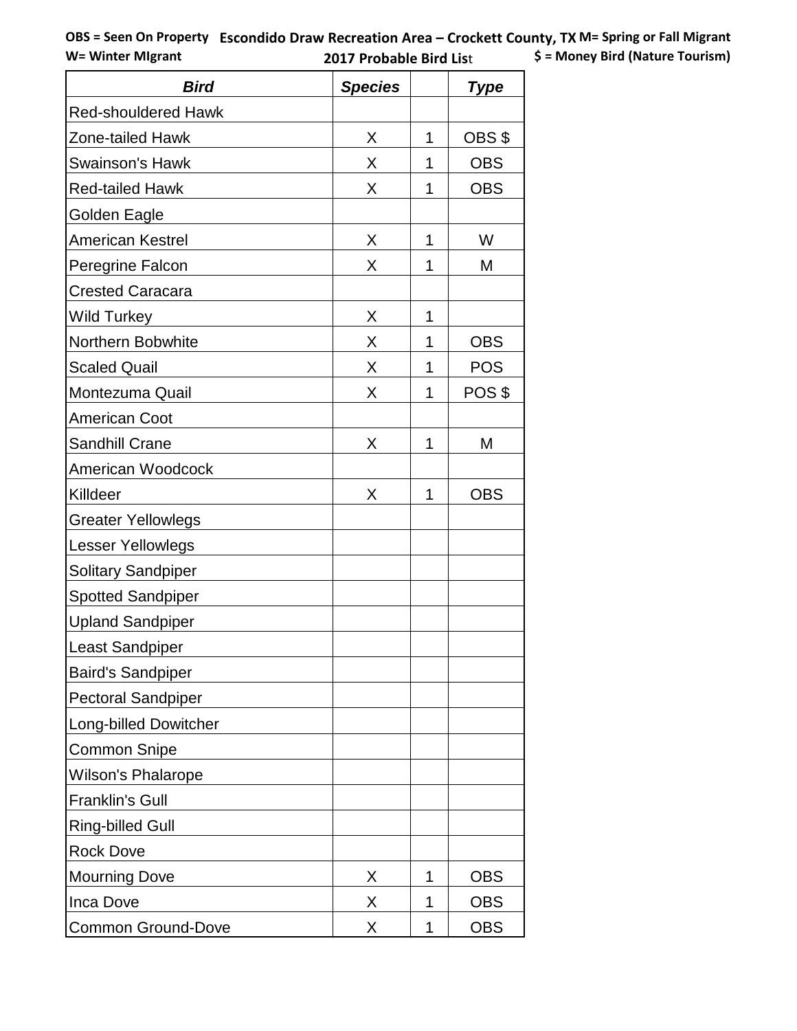OBS = Seen On Property **Escondido Draw Recreation Area – Crockett County, TX** M= Spring or Fall Migrant
W= Winter MIgrant **2017 Probable Bird List** $ = Money Bird (Nature Tourism)

| Bird | Species | | Type |
|---|---|---|---|
| Red-shouldered Hawk | | | |
| Zone-tailed Hawk | X | 1 | OBS $ |
| Swainson's Hawk | X | 1 | OBS |
| Red-tailed Hawk | X | 1 | OBS |
| Golden Eagle | | | |
| American Kestrel | X | 1 | W |
| Peregrine Falcon | X | 1 | M |
| Crested Caracara | | | |
| Wild Turkey | X | 1 | |
| Northern Bobwhite | X | 1 | OBS |
| Scaled Quail | X | 1 | POS |
| Montezuma Quail | X | 1 | POS $ |
| American Coot | | | |
| Sandhill Crane | X | 1 | M |
| American Woodcock | | | |
| Killdeer | X | 1 | OBS |
| Greater Yellowlegs | | | |
| Lesser Yellowlegs | | | |
| Solitary Sandpiper | | | |
| Spotted Sandpiper | | | |
| Upland Sandpiper | | | |
| Least Sandpiper | | | |
| Baird's Sandpiper | | | |
| Pectoral Sandpiper | | | |
| Long-billed Dowitcher | | | |
| Common Snipe | | | |
| Wilson's Phalarope | | | |
| Franklin's Gull | | | |
| Ring-billed Gull | | | |
| Rock Dove | | | |
| Mourning Dove | X | 1 | OBS |
| Inca Dove | X | 1 | OBS |
| Common Ground-Dove | X | 1 | OBS |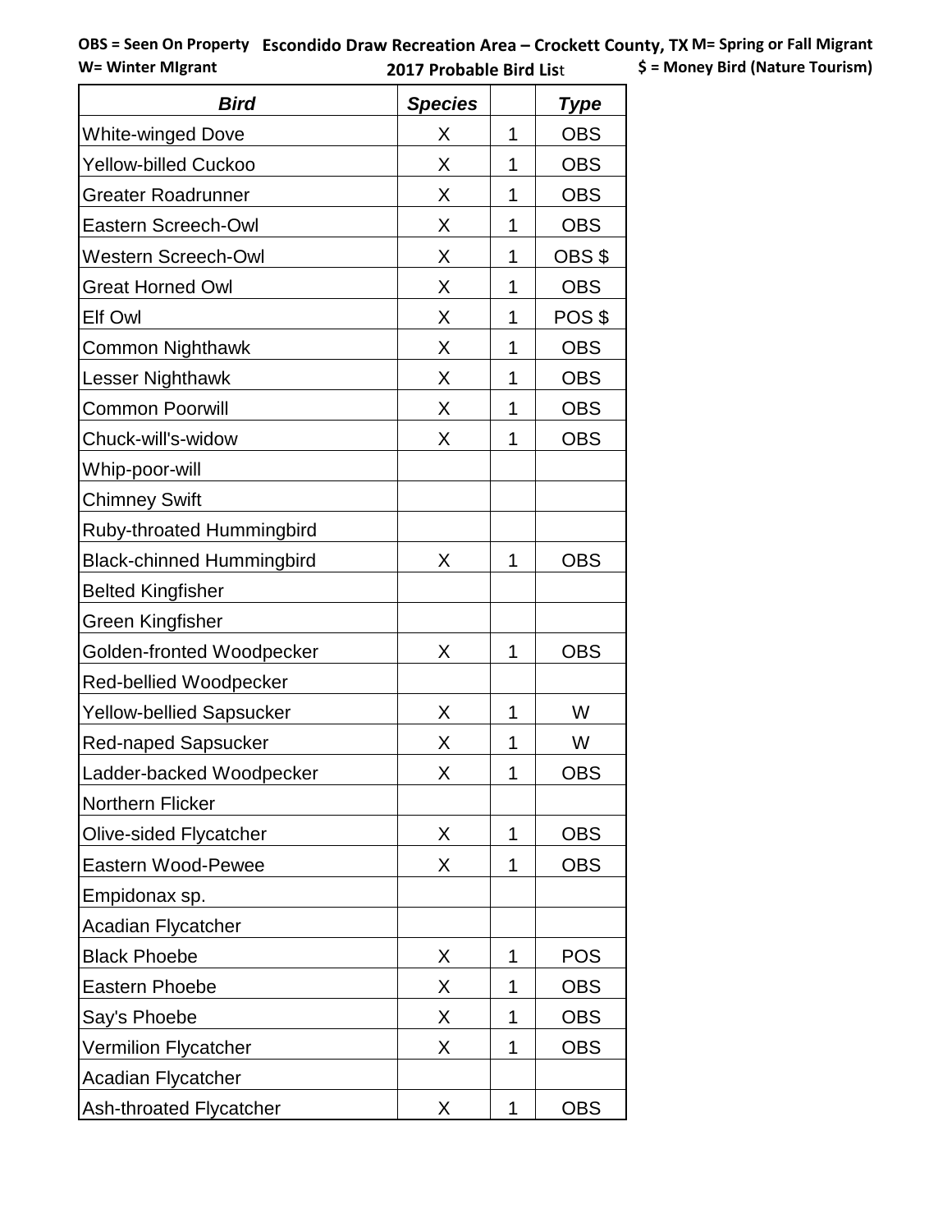**OBS = Seen On Property** **Escondido Draw Recreation Area – Crockett County, TX** **M= Spring or Fall Migrant**

**W= Winter MIgrant** **2017 Probable Bird List** **$ = Money Bird (Nature Tourism)**

| *Bird* | *Species* | | *Type* |
|---|---|---|---|
| White-winged Dove | X | 1 | OBS |
| Yellow-billed Cuckoo | X | 1 | OBS |
| Greater Roadrunner | X | 1 | OBS |
| Eastern Screech-Owl | X | 1 | OBS |
| Western Screech-Owl | X | 1 | OBS $ |
| Great Horned Owl | X | 1 | OBS |
| Elf Owl | X | 1 | POS $ |
| Common Nighthawk | X | 1 | OBS |
| Lesser Nighthawk | X | 1 | OBS |
| Common Poorwill | X | 1 | OBS |
| Chuck-will's-widow | X | 1 | OBS |
| Whip-poor-will | | | |
| Chimney Swift | | | |
| Ruby-throated Hummingbird | | | |
| Black-chinned Hummingbird | X | 1 | OBS |
| Belted Kingfisher | | | |
| Green Kingfisher | | | |
| Golden-fronted Woodpecker | X | 1 | OBS |
| Red-bellied Woodpecker | | | |
| Yellow-bellied Sapsucker | X | 1 | W |
| Red-naped Sapsucker | X | 1 | W |
| Ladder-backed Woodpecker | X | 1 | OBS |
| Northern Flicker | | | |
| Olive-sided Flycatcher | X | 1 | OBS |
| Eastern Wood-Pewee | X | 1 | OBS |
| Empidonax sp. | | | |
| Acadian Flycatcher | | | |
| Black Phoebe | X | 1 | POS |
| Eastern Phoebe | X | 1 | OBS |
| Say's Phoebe | X | 1 | OBS |
| Vermilion Flycatcher | X | 1 | OBS |
| Acadian Flycatcher | | | |
| Ash-throated Flycatcher | X | 1 | OBS |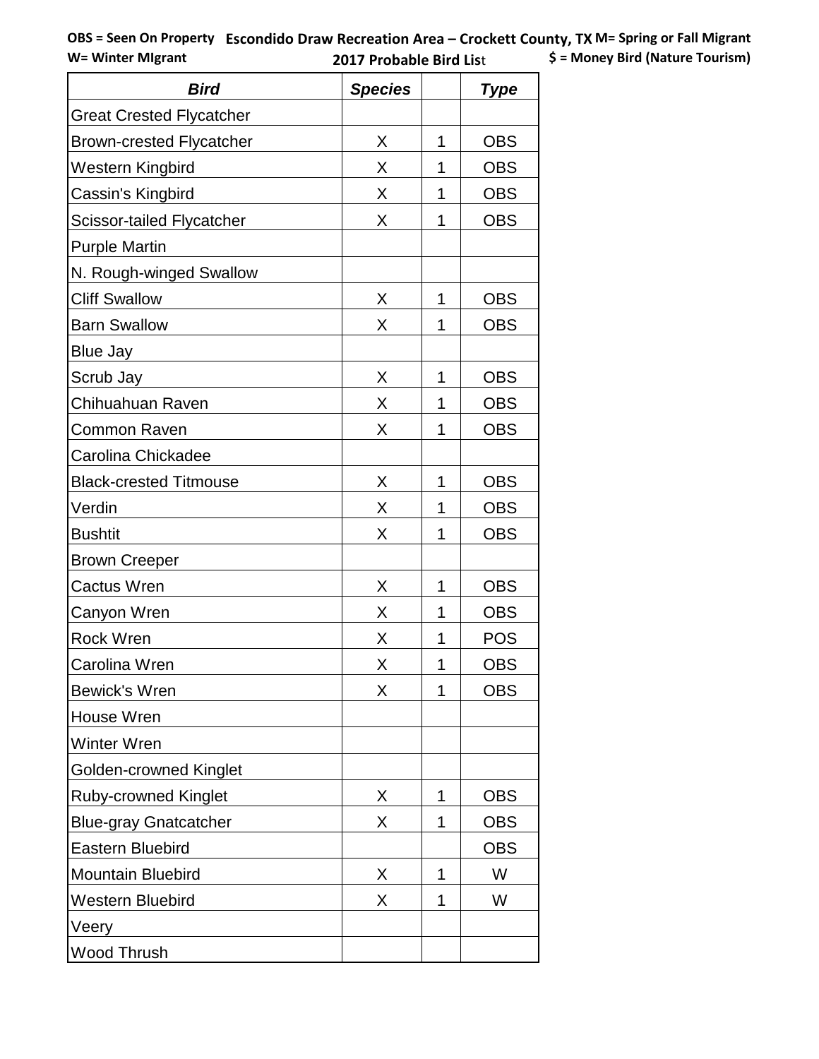**OBS = Seen On Property** **Escondido Draw Recreation Area – Crockett County, TX** **M= Spring or Fall Migrant**

**W= Winter MIgrant** **2017 Probable Bird List** **$ = Money Bird (Nature Tourism)**

| ***Bird*** | ***Species*** | | ***Type*** |
|---|---|---|---|
| Great Crested Flycatcher | | | |
| Brown-crested Flycatcher | X | 1 | OBS |
| Western Kingbird | X | 1 | OBS |
| Cassin's Kingbird | X | 1 | OBS |
| Scissor-tailed Flycatcher | X | 1 | OBS |
| Purple Martin | | | |
| N. Rough-winged Swallow | | | |
| Cliff Swallow | X | 1 | OBS |
| Barn Swallow | X | 1 | OBS |
| Blue Jay | | | |
| Scrub Jay | X | 1 | OBS |
| Chihuahuan Raven | X | 1 | OBS |
| Common Raven | X | 1 | OBS |
| Carolina Chickadee | | | |
| Black-crested Titmouse | X | 1 | OBS |
| Verdin | X | 1 | OBS |
| Bushtit | X | 1 | OBS |
| Brown Creeper | | | |
| Cactus Wren | X | 1 | OBS |
| Canyon Wren | X | 1 | OBS |
| Rock Wren | X | 1 | POS |
| Carolina Wren | X | 1 | OBS |
| Bewick's Wren | X | 1 | OBS |
| House Wren | | | |
| Winter Wren | | | |
| Golden-crowned Kinglet | | | |
| Ruby-crowned Kinglet | X | 1 | OBS |
| Blue-gray Gnatcatcher | X | 1 | OBS |
| Eastern Bluebird | | | OBS |
| Mountain Bluebird | X | 1 | W |
| Western Bluebird | X | 1 | W |
| Veery | | | |
| Wood Thrush | | | |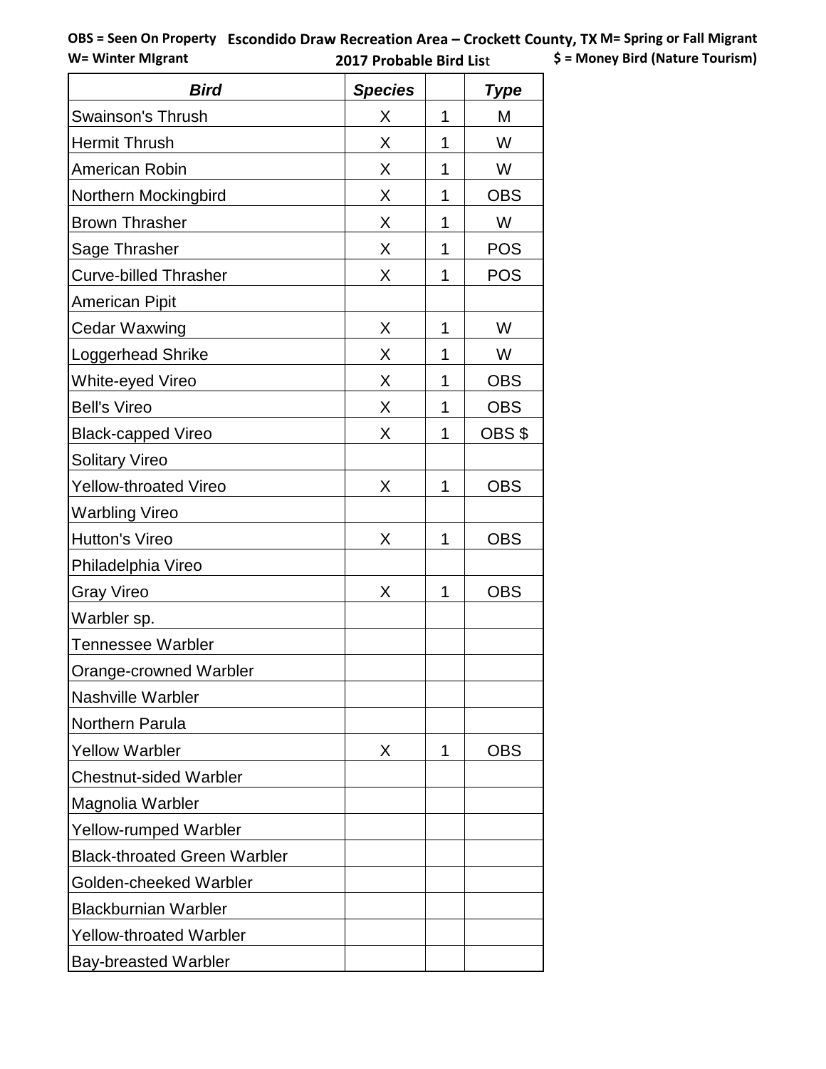**OBS = Seen On Property** **Escondido Draw Recreation Area – Crockett County, TX** **M= Spring or Fall Migrant**

**W= Winter MIgrant** **2017 Probable Bird List** **$ = Money Bird (Nature Tourism)**

| ***Bird*** | ***Species*** | | ***Type*** |
|---|---|---|---|
| Swainson's Thrush | X | 1 | M |
| Hermit Thrush | X | 1 | W |
| American Robin | X | 1 | W |
| Northern Mockingbird | X | 1 | OBS |
| Brown Thrasher | X | 1 | W |
| Sage Thrasher | X | 1 | POS |
| Curve-billed Thrasher | X | 1 | POS |
| American Pipit | | | |
| Cedar Waxwing | X | 1 | W |
| Loggerhead Shrike | X | 1 | W |
| White-eyed Vireo | X | 1 | OBS |
| Bell's Vireo | X | 1 | OBS |
| Black-capped Vireo | X | 1 | OBS $ |
| Solitary Vireo | | | |
| Yellow-throated Vireo | X | 1 | OBS |
| Warbling Vireo | | | |
| Hutton's Vireo | X | 1 | OBS |
| Philadelphia Vireo | | | |
| Gray Vireo | X | 1 | OBS |
| Warbler sp. | | | |
| Tennessee Warbler | | | |
| Orange-crowned Warbler | | | |
| Nashville Warbler | | | |
| Northern Parula | | | |
| Yellow Warbler | X | 1 | OBS |
| Chestnut-sided Warbler | | | |
| Magnolia Warbler | | | |
| Yellow-rumped Warbler | | | |
| Black-throated Green Warbler | | | |
| Golden-cheeked Warbler | | | |
| Blackburnian Warbler | | | |
| Yellow-throated Warbler | | | |
| Bay-breasted Warbler | | | |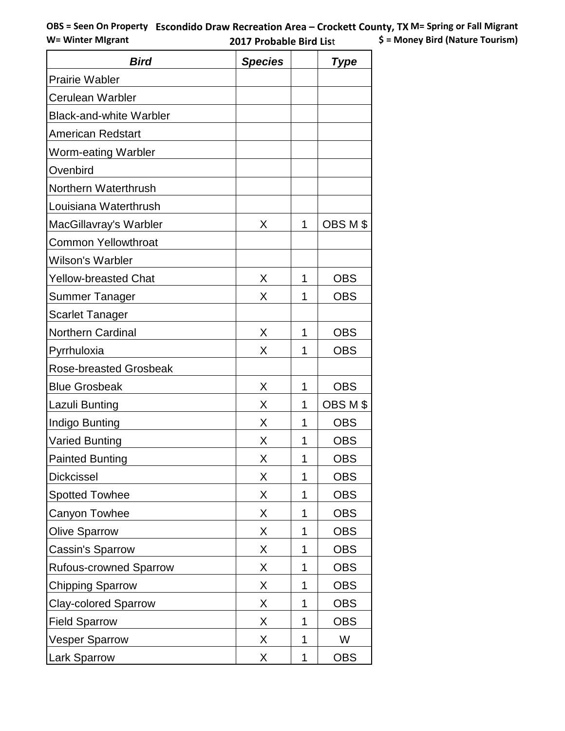**OBS = Seen On Property** **Escondido Draw Recreation Area – Crockett County, TX** **M= Spring or Fall Migrant**
**W= Winter MIgrant** **2017 Probable Bird List** **$ = Money Bird (Nature Tourism)**

| *Bird* | *Species* | | *Type* |
|---|---|---|---|
| Prairie Wabler | | | |
| Cerulean Warbler | | | |
| Black-and-white Warbler | | | |
| American Redstart | | | |
| Worm-eating Warbler | | | |
| Ovenbird | | | |
| Northern Waterthrush | | | |
| Louisiana Waterthrush | | | |
| MacGillavray's Warbler | X | 1 | OBS M $ |
| Common Yellowthroat | | | |
| Wilson's Warbler | | | |
| Yellow-breasted Chat | X | 1 | OBS |
| Summer Tanager | X | 1 | OBS |
| Scarlet Tanager | | | |
| Northern Cardinal | X | 1 | OBS |
| Pyrrhuloxia | X | 1 | OBS |
| Rose-breasted Grosbeak | | | |
| Blue Grosbeak | X | 1 | OBS |
| Lazuli Bunting | X | 1 | OBS M $ |
| Indigo Bunting | X | 1 | OBS |
| Varied Bunting | X | 1 | OBS |
| Painted Bunting | X | 1 | OBS |
| Dickcissel | X | 1 | OBS |
| Spotted Towhee | X | 1 | OBS |
| Canyon Towhee | X | 1 | OBS |
| Olive Sparrow | X | 1 | OBS |
| Cassin's Sparrow | X | 1 | OBS |
| Rufous-crowned Sparrow | X | 1 | OBS |
| Chipping Sparrow | X | 1 | OBS |
| Clay-colored Sparrow | X | 1 | OBS |
| Field Sparrow | X | 1 | OBS |
| Vesper Sparrow | X | 1 | W |
| Lark Sparrow | X | 1 | OBS |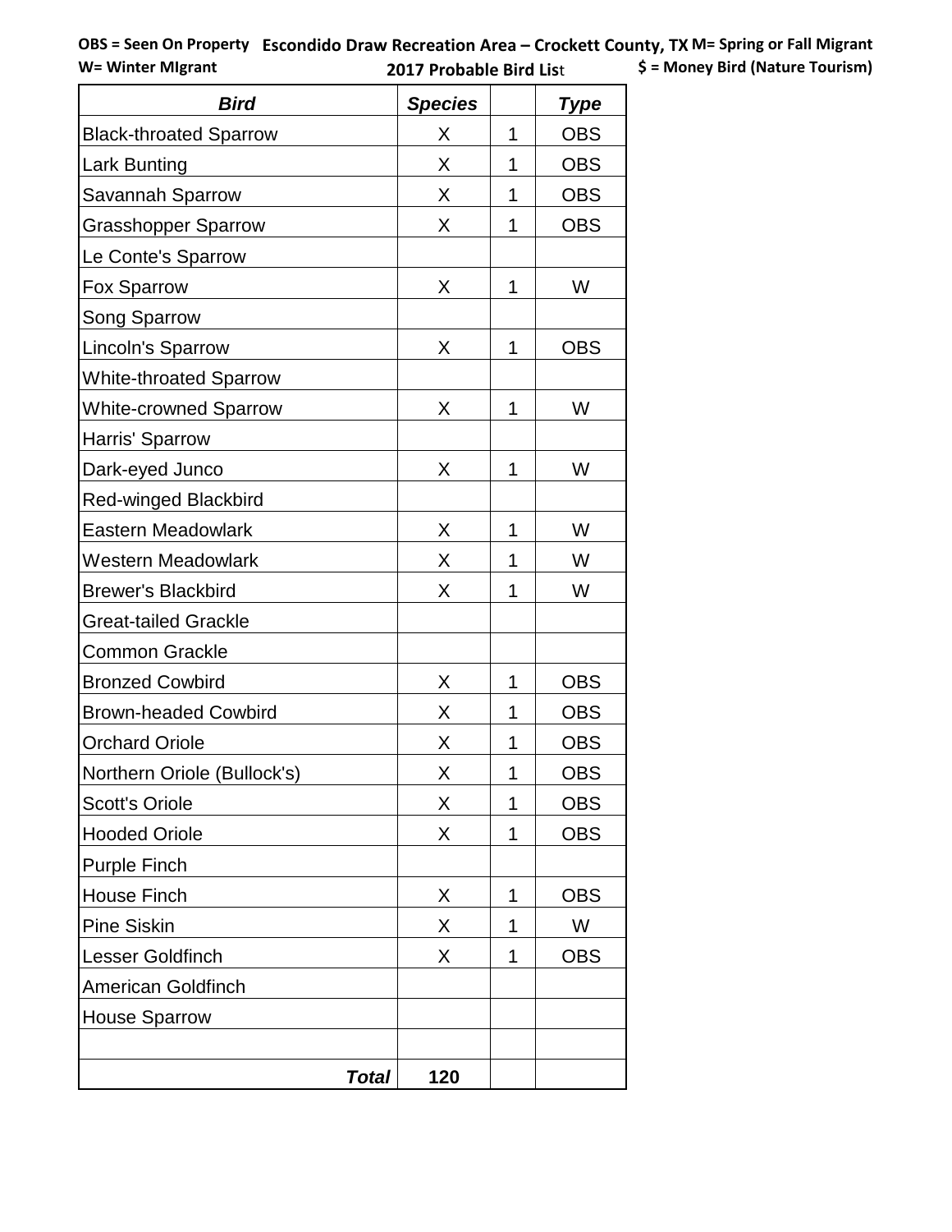OBS = Seen On Property **Escondido Draw Recreation Area – Crockett County, TX** M= Spring or Fall Migrant

W= Winter MIgrant **2017 Probable Bird List** $ = Money Bird (Nature Tourism)

| *Bird* | *Species* | | *Type* |
|---|---|---|---|
| Black-throated Sparrow | X | 1 | OBS |
| Lark Bunting | X | 1 | OBS |
| Savannah Sparrow | X | 1 | OBS |
| Grasshopper Sparrow | X | 1 | OBS |
| Le Conte's Sparrow | | | |
| Fox Sparrow | X | 1 | W |
| Song Sparrow | | | |
| Lincoln's Sparrow | X | 1 | OBS |
| White-throated Sparrow | | | |
| White-crowned Sparrow | X | 1 | W |
| Harris' Sparrow | | | |
| Dark-eyed Junco | X | 1 | W |
| Red-winged Blackbird | | | |
| Eastern Meadowlark | X | 1 | W |
| Western Meadowlark | X | 1 | W |
| Brewer's Blackbird | X | 1 | W |
| Great-tailed Grackle | | | |
| Common Grackle | | | |
| Bronzed Cowbird | X | 1 | OBS |
| Brown-headed Cowbird | X | 1 | OBS |
| Orchard Oriole | X | 1 | OBS |
| Northern Oriole (Bullock's) | X | 1 | OBS |
| Scott's Oriole | X | 1 | OBS |
| Hooded Oriole | X | 1 | OBS |
| Purple Finch | | | |
| House Finch | X | 1 | OBS |
| Pine Siskin | X | 1 | W |
| Lesser Goldfinch | X | 1 | OBS |
| American Goldfinch | | | |
| House Sparrow | | | |
| | | | |
| ***Total*** | **120** | | |